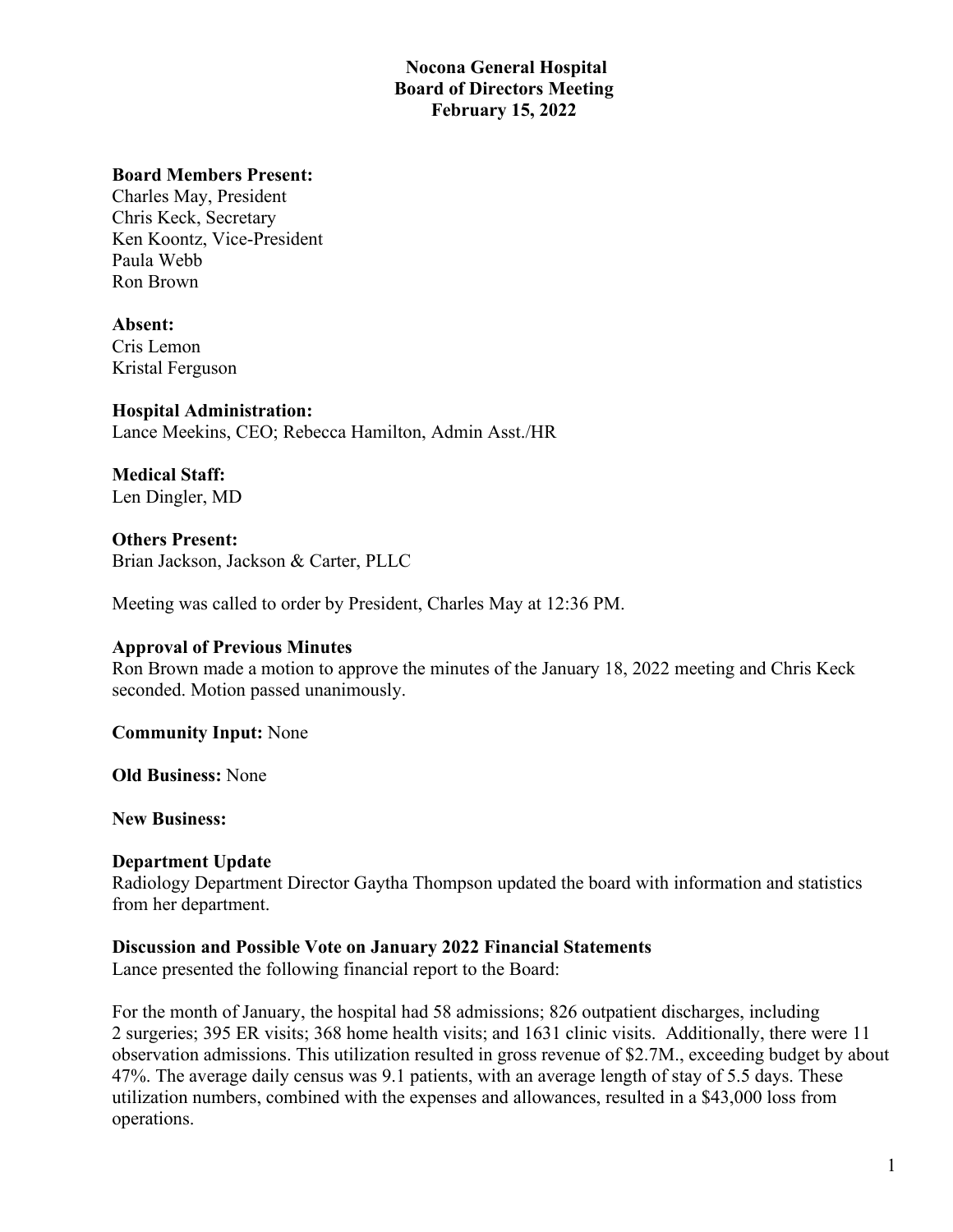# Nocona General Hospital
## Board of Directors Meeting
## February 15, 2022

**Board Members Present:**
Charles May, President
Chris Keck, Secretary
Ken Koontz, Vice-President
Paula Webb
Ron Brown

**Absent:**
Cris Lemon
Kristal Ferguson

**Hospital Administration:**
Lance Meekins, CEO; Rebecca Hamilton, Admin Asst./HR

**Medical Staff:**
Len Dingler, MD

**Others Present:**
Brian Jackson, Jackson & Carter, PLLC

Meeting was called to order by President, Charles May at 12:36 PM.

**Approval of Previous Minutes**
Ron Brown made a motion to approve the minutes of the January 18, 2022 meeting and Chris Keck seconded. Motion passed unanimously.

**Community Input:** None

**Old Business:** None

**New Business:**

**Department Update**
Radiology Department Director Gaytha Thompson updated the board with information and statistics from her department.

**Discussion and Possible Vote on January 2022 Financial Statements**
Lance presented the following financial report to the Board:

For the month of January, the hospital had 58 admissions; 826 outpatient discharges, including 2 surgeries; 395 ER visits; 368 home health visits; and 1631 clinic visits. Additionally, there were 11 observation admissions. This utilization resulted in gross revenue of $2.7M., exceeding budget by about 47%. The average daily census was 9.1 patients, with an average length of stay of 5.5 days. These utilization numbers, combined with the expenses and allowances, resulted in a $43,000 loss from operations.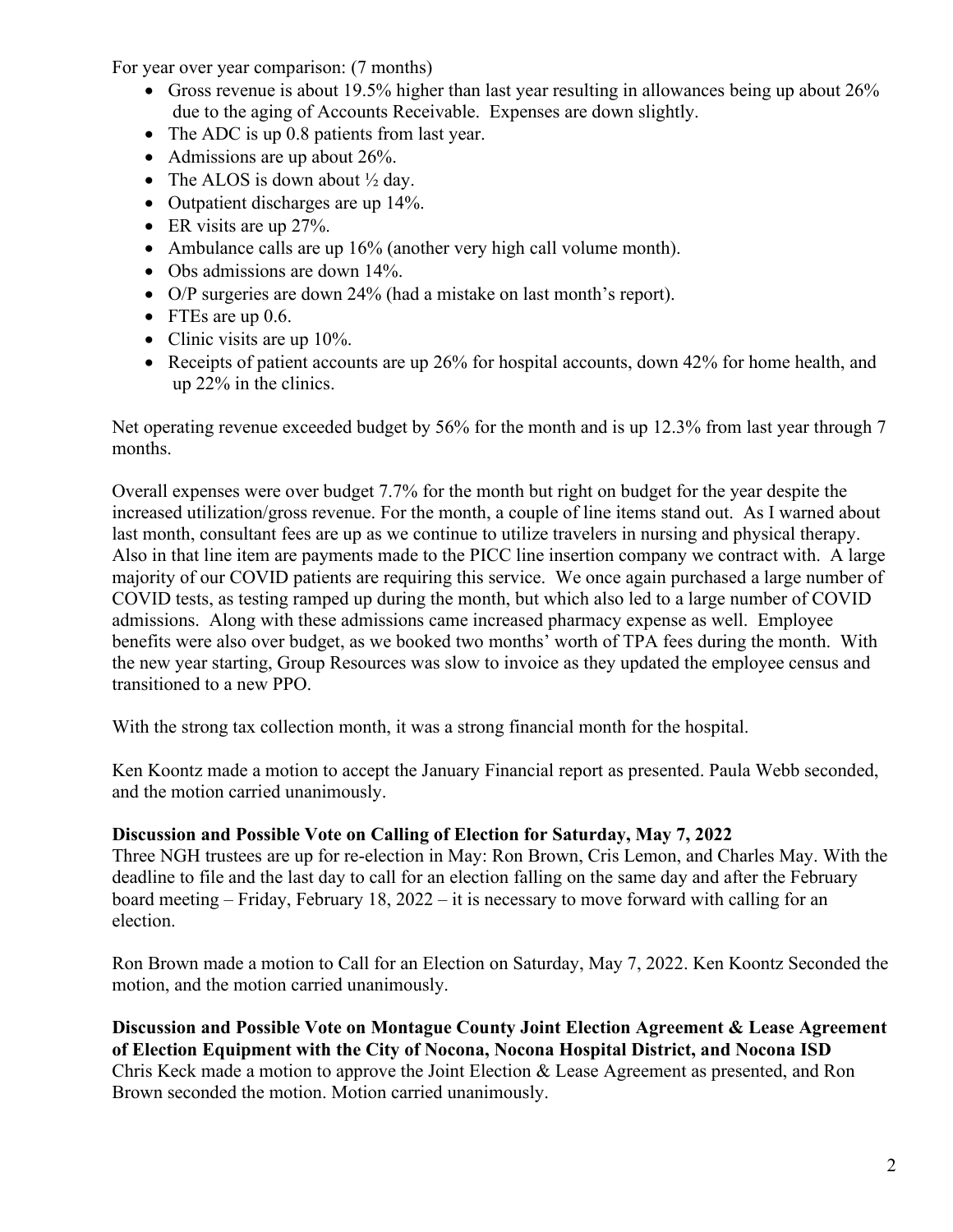For year over year comparison: (7 months)

- Gross revenue is about 19.5% higher than last year resulting in allowances being up about 26% due to the aging of Accounts Receivable. Expenses are down slightly.
- The ADC is up 0.8 patients from last year.
- Admissions are up about 26%.
- The ALOS is down about ½ day.
- Outpatient discharges are up 14%.
- ER visits are up 27%.
- Ambulance calls are up 16% (another very high call volume month).
- Obs admissions are down 14%.
- O/P surgeries are down 24% (had a mistake on last month's report).
- FTEs are up 0.6.
- Clinic visits are up 10%.
- Receipts of patient accounts are up 26% for hospital accounts, down 42% for home health, and up 22% in the clinics.

Net operating revenue exceeded budget by 56% for the month and is up 12.3% from last year through 7 months.

Overall expenses were over budget 7.7% for the month but right on budget for the year despite the increased utilization/gross revenue. For the month, a couple of line items stand out. As I warned about last month, consultant fees are up as we continue to utilize travelers in nursing and physical therapy. Also in that line item are payments made to the PICC line insertion company we contract with. A large majority of our COVID patients are requiring this service. We once again purchased a large number of COVID tests, as testing ramped up during the month, but which also led to a large number of COVID admissions. Along with these admissions came increased pharmacy expense as well. Employee benefits were also over budget, as we booked two months' worth of TPA fees during the month. With the new year starting, Group Resources was slow to invoice as they updated the employee census and transitioned to a new PPO.

With the strong tax collection month, it was a strong financial month for the hospital.

Ken Koontz made a motion to accept the January Financial report as presented. Paula Webb seconded, and the motion carried unanimously.

**Discussion and Possible Vote on Calling of Election for Saturday, May 7, 2022**

Three NGH trustees are up for re-election in May: Ron Brown, Cris Lemon, and Charles May. With the deadline to file and the last day to call for an election falling on the same day and after the February board meeting – Friday, February 18, 2022 – it is necessary to move forward with calling for an election.

Ron Brown made a motion to Call for an Election on Saturday, May 7, 2022. Ken Koontz Seconded the motion, and the motion carried unanimously.

**Discussion and Possible Vote on Montague County Joint Election Agreement & Lease Agreement of Election Equipment with the City of Nocona, Nocona Hospital District, and Nocona ISD**

Chris Keck made a motion to approve the Joint Election & Lease Agreement as presented, and Ron Brown seconded the motion. Motion carried unanimously.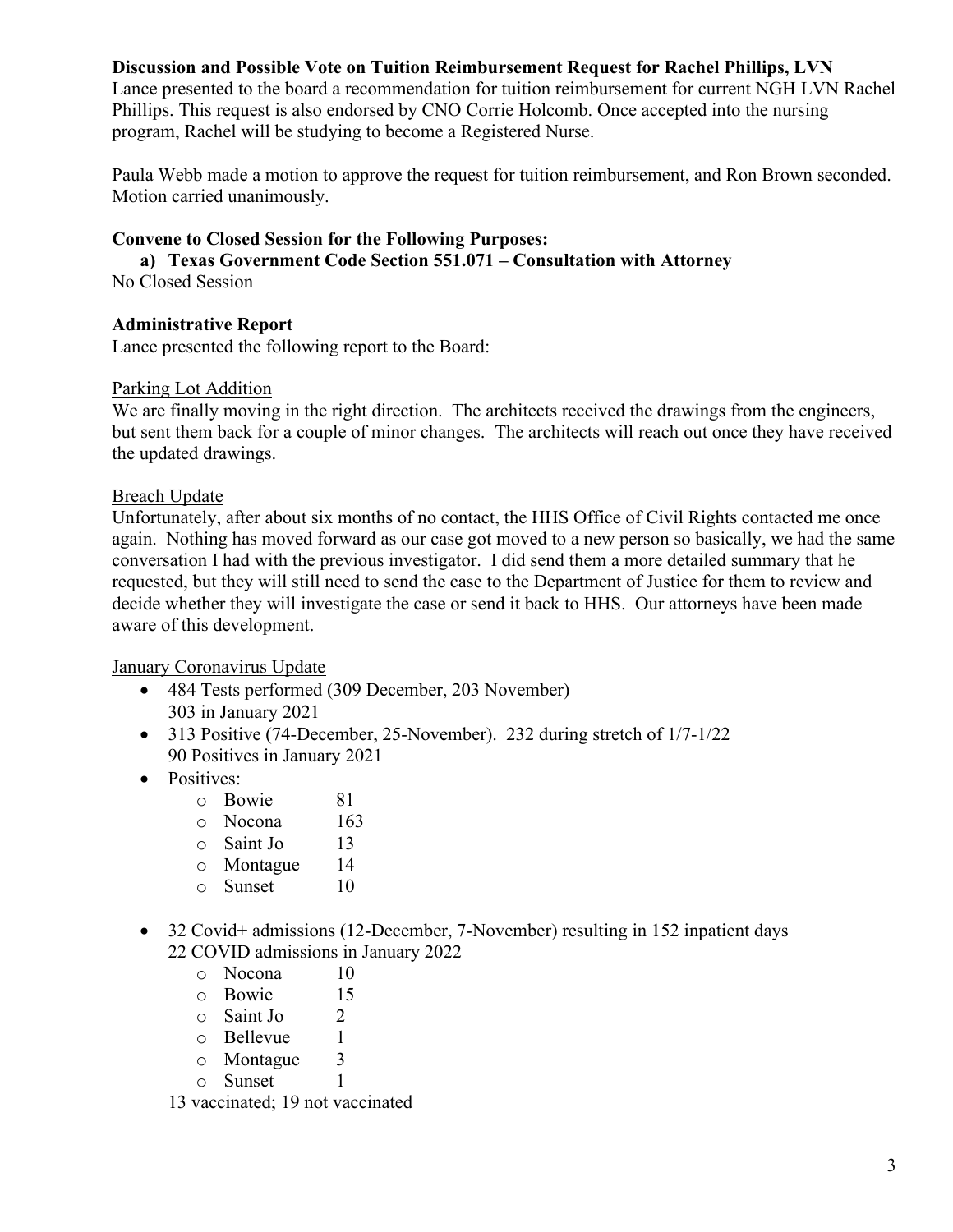**Discussion and Possible Vote on Tuition Reimbursement Request for Rachel Phillips, LVN**

Lance presented to the board a recommendation for tuition reimbursement for current NGH LVN Rachel Phillips. This request is also endorsed by CNO Corrie Holcomb. Once accepted into the nursing program, Rachel will be studying to become a Registered Nurse.

Paula Webb made a motion to approve the request for tuition reimbursement, and Ron Brown seconded. Motion carried unanimously.

**Convene to Closed Session for the Following Purposes:**

**a) Texas Government Code Section 551.071 – Consultation with Attorney**

No Closed Session

**Administrative Report**

Lance presented the following report to the Board:

Parking Lot Addition

We are finally moving in the right direction. The architects received the drawings from the engineers, but sent them back for a couple of minor changes. The architects will reach out once they have received the updated drawings.

Breach Update

Unfortunately, after about six months of no contact, the HHS Office of Civil Rights contacted me once again. Nothing has moved forward as our case got moved to a new person so basically, we had the same conversation I had with the previous investigator. I did send them a more detailed summary that he requested, but they will still need to send the case to the Department of Justice for them to review and decide whether they will investigate the case or send it back to HHS. Our attorneys have been made aware of this development.

January Coronavirus Update

- 484 Tests performed (309 December, 203 November)
  303 in January 2021
- 313 Positive (74-December, 25-November). 232 during stretch of 1/7-1/22
  90 Positives in January 2021
- Positives:
  - Bowie 81
  - Nocona 163
  - Saint Jo 13
  - Montague 14
  - Sunset 10
- 32 Covid+ admissions (12-December, 7-November) resulting in 152 inpatient days
  22 COVID admissions in January 2022
  - Nocona 10
  - Bowie 15
  - Saint Jo 2
  - Bellevue 1
  - Montague 3
  - Sunset 1

  13 vaccinated; 19 not vaccinated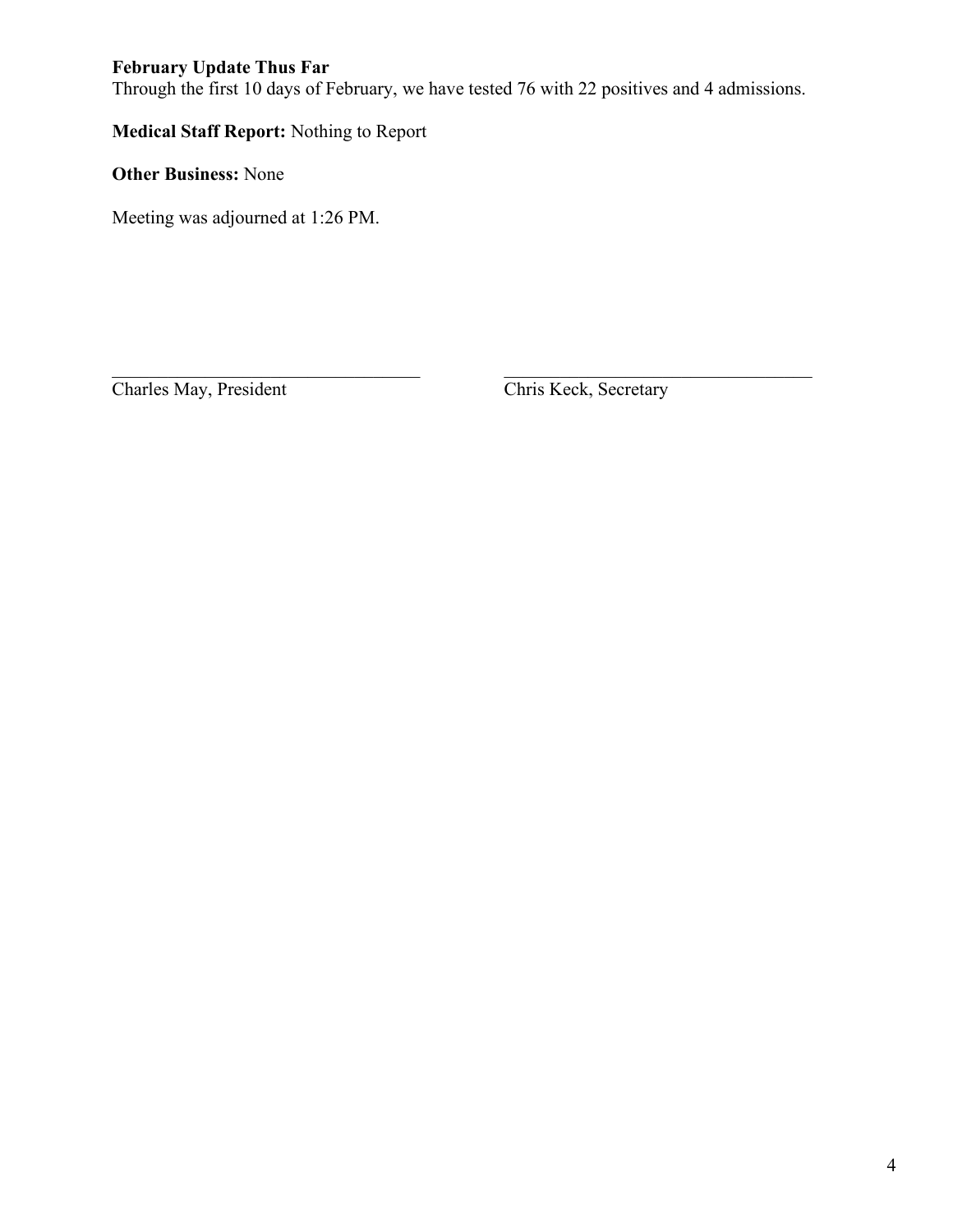**February Update Thus Far**
Through the first 10 days of February, we have tested 76 with 22 positives and 4 admissions.

**Medical Staff Report:** Nothing to Report

**Other Business:** None

Meeting was adjourned at 1:26 PM.

\_\_\_\_\_\_\_\_\_\_\_\_\_\_\_\_\_\_\_\_\_\_\_\_\_\_\_\_\_\_\_\_\_\_
Charles May, President

\_\_\_\_\_\_\_\_\_\_\_\_\_\_\_\_\_\_\_\_\_\_\_\_\_\_\_\_\_\_\_\_\_\_
Chris Keck, Secretary